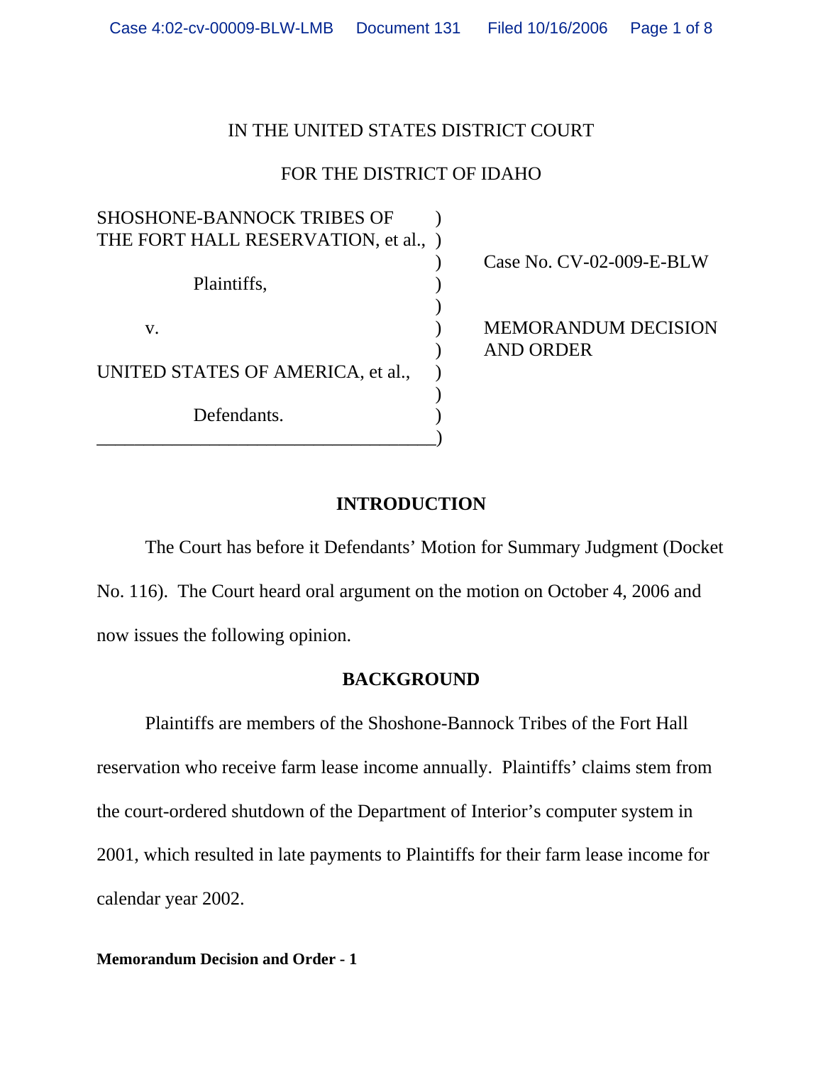IN THE UNITED STATES DISTRICT COURT

FOR THE DISTRICT OF IDAHO

| | | |
|---|---|---|
| SHOSHONE-BANNOCK TRIBES OF THE FORT HALL RESERVATION, et al., | ) | Case No. CV-02-009-E-BLW |
| Plaintiffs, | ) | |
| v. | ) | MEMORANDUM DECISION AND ORDER |
| UNITED STATES OF AMERICA, et al., | ) | |
| Defendants. | ) | |

## INTRODUCTION

The Court has before it Defendants' Motion for Summary Judgment (Docket No. 116). The Court heard oral argument on the motion on October 4, 2006 and now issues the following opinion.

## BACKGROUND

Plaintiffs are members of the Shoshone-Bannock Tribes of the Fort Hall reservation who receive farm lease income annually. Plaintiffs' claims stem from the court-ordered shutdown of the Department of Interior's computer system in 2001, which resulted in late payments to Plaintiffs for their farm lease income for calendar year 2002.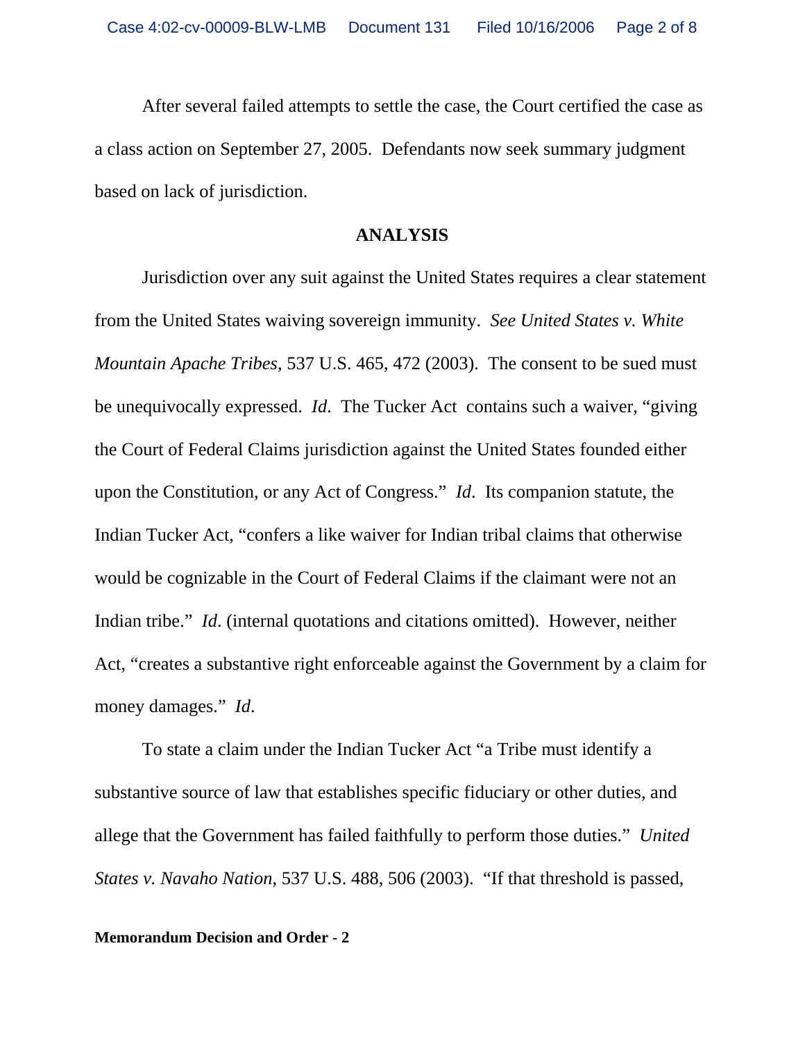After several failed attempts to settle the case, the Court certified the case as a class action on September 27, 2005. Defendants now seek summary judgment based on lack of jurisdiction.

**ANALYSIS**

Jurisdiction over any suit against the United States requires a clear statement from the United States waiving sovereign immunity. *See United States v. White Mountain Apache Tribes*, 537 U.S. 465, 472 (2003). The consent to be sued must be unequivocally expressed. *Id*. The Tucker Act contains such a waiver, "giving the Court of Federal Claims jurisdiction against the United States founded either upon the Constitution, or any Act of Congress." *Id*. Its companion statute, the Indian Tucker Act, "confers a like waiver for Indian tribal claims that otherwise would be cognizable in the Court of Federal Claims if the claimant were not an Indian tribe." *Id*. (internal quotations and citations omitted). However, neither Act, "creates a substantive right enforceable against the Government by a claim for money damages." *Id*.

To state a claim under the Indian Tucker Act "a Tribe must identify a substantive source of law that establishes specific fiduciary or other duties, and allege that the Government has failed faithfully to perform those duties." *United States v. Navaho Nation*, 537 U.S. 488, 506 (2003). "If that threshold is passed,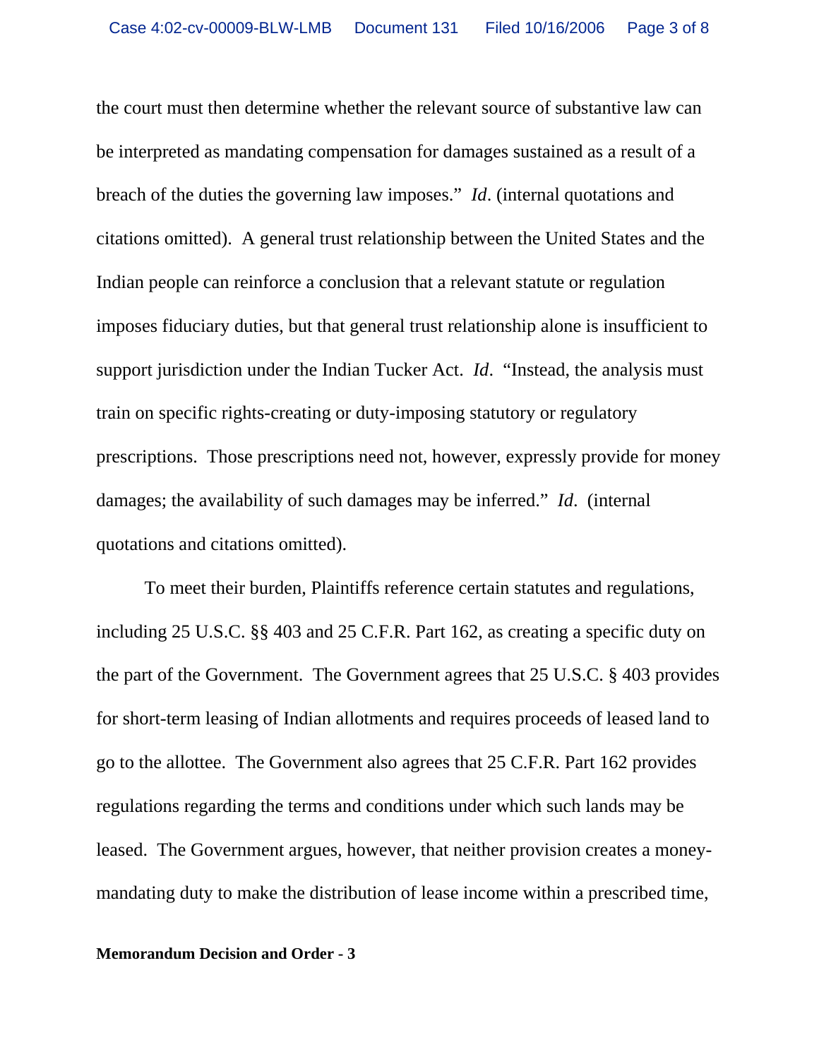the court must then determine whether the relevant source of substantive law can be interpreted as mandating compensation for damages sustained as a result of a breach of the duties the governing law imposes." *Id*. (internal quotations and citations omitted). A general trust relationship between the United States and the Indian people can reinforce a conclusion that a relevant statute or regulation imposes fiduciary duties, but that general trust relationship alone is insufficient to support jurisdiction under the Indian Tucker Act. *Id*. "Instead, the analysis must train on specific rights-creating or duty-imposing statutory or regulatory prescriptions. Those prescriptions need not, however, expressly provide for money damages; the availability of such damages may be inferred." *Id*. (internal quotations and citations omitted).

To meet their burden, Plaintiffs reference certain statutes and regulations, including 25 U.S.C. §§ 403 and 25 C.F.R. Part 162, as creating a specific duty on the part of the Government. The Government agrees that 25 U.S.C. § 403 provides for short-term leasing of Indian allotments and requires proceeds of leased land to go to the allottee. The Government also agrees that 25 C.F.R. Part 162 provides regulations regarding the terms and conditions under which such lands may be leased. The Government argues, however, that neither provision creates a money-mandating duty to make the distribution of lease income within a prescribed time,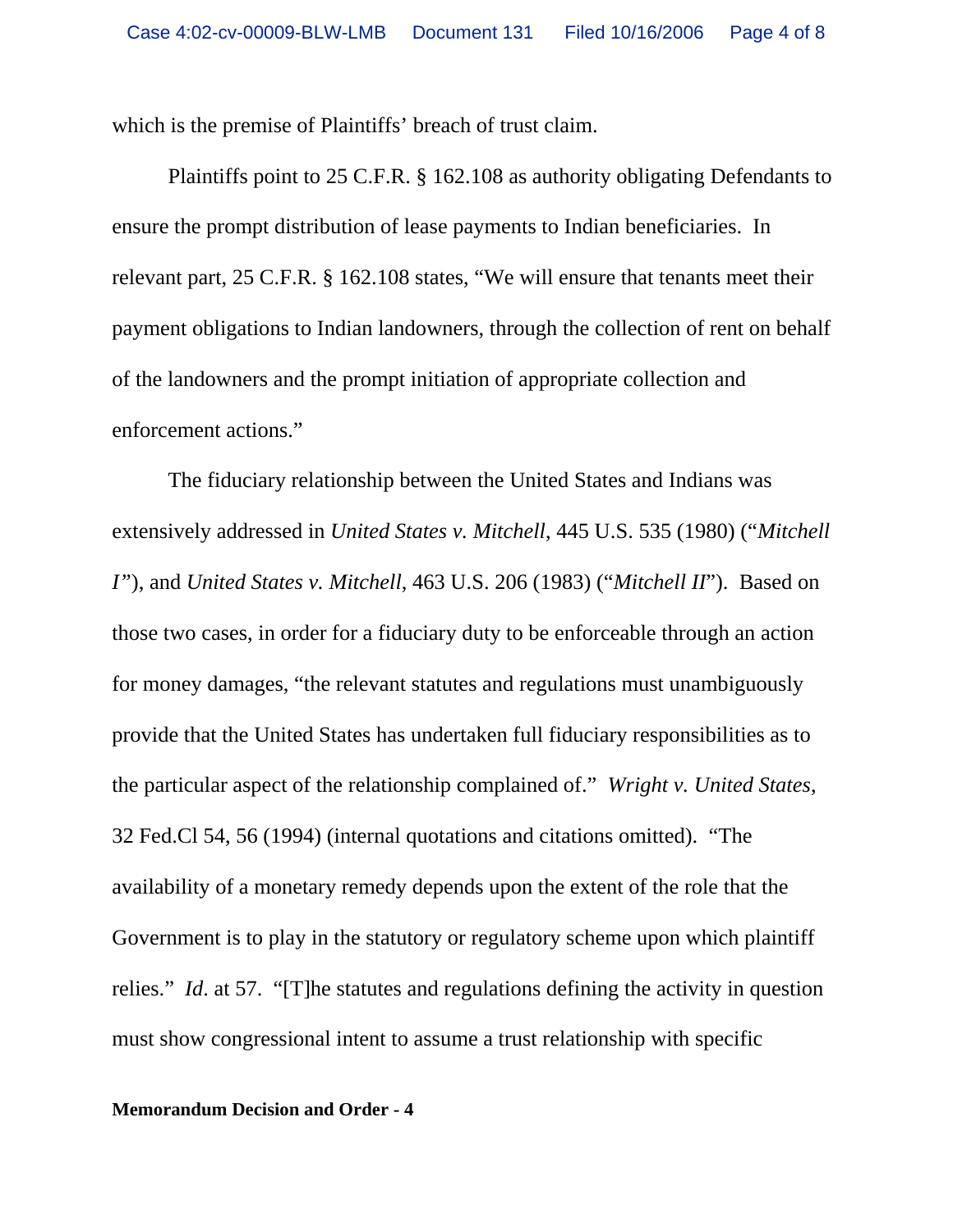which is the premise of Plaintiffs' breach of trust claim.

Plaintiffs point to 25 C.F.R. § 162.108 as authority obligating Defendants to ensure the prompt distribution of lease payments to Indian beneficiaries. In relevant part, 25 C.F.R. § 162.108 states, "We will ensure that tenants meet their payment obligations to Indian landowners, through the collection of rent on behalf of the landowners and the prompt initiation of appropriate collection and enforcement actions."

The fiduciary relationship between the United States and Indians was extensively addressed in *United States v. Mitchell*, 445 U.S. 535 (1980) ("*Mitchell I*"), and *United States v. Mitchell*, 463 U.S. 206 (1983) ("*Mitchell II*"). Based on those two cases, in order for a fiduciary duty to be enforceable through an action for money damages, "the relevant statutes and regulations must unambiguously provide that the United States has undertaken full fiduciary responsibilities as to the particular aspect of the relationship complained of." *Wright v. United States*, 32 Fed.Cl 54, 56 (1994) (internal quotations and citations omitted). "The availability of a monetary remedy depends upon the extent of the role that the Government is to play in the statutory or regulatory scheme upon which plaintiff relies." *Id*. at 57. "[T]he statutes and regulations defining the activity in question must show congressional intent to assume a trust relationship with specific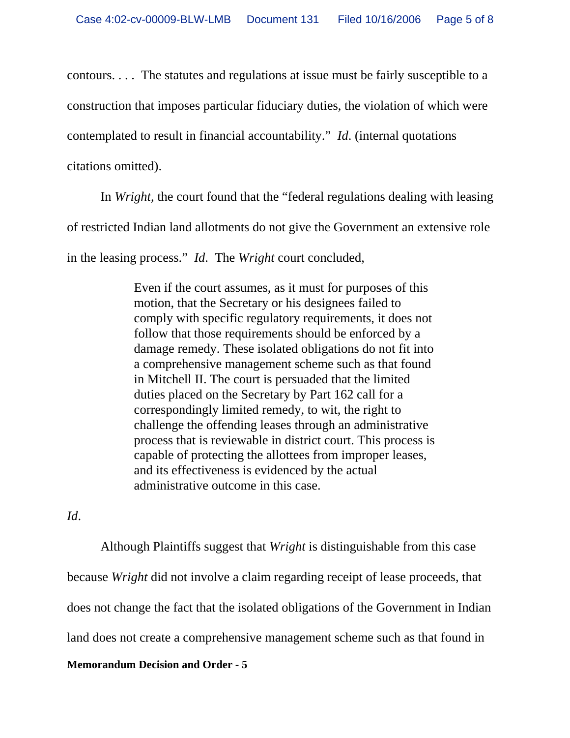contours. . . . The statutes and regulations at issue must be fairly susceptible to a construction that imposes particular fiduciary duties, the violation of which were contemplated to result in financial accountability." *Id*. (internal quotations citations omitted).

In *Wright*, the court found that the "federal regulations dealing with leasing of restricted Indian land allotments do not give the Government an extensive role in the leasing process." *Id*. The *Wright* court concluded,

> Even if the court assumes, as it must for purposes of this motion, that the Secretary or his designees failed to comply with specific regulatory requirements, it does not follow that those requirements should be enforced by a damage remedy. These isolated obligations do not fit into a comprehensive management scheme such as that found in Mitchell II. The court is persuaded that the limited duties placed on the Secretary by Part 162 call for a correspondingly limited remedy, to wit, the right to challenge the offending leases through an administrative process that is reviewable in district court. This process is capable of protecting the allottees from improper leases, and its effectiveness is evidenced by the actual administrative outcome in this case.

*Id*.

Although Plaintiffs suggest that *Wright* is distinguishable from this case because *Wright* did not involve a claim regarding receipt of lease proceeds, that does not change the fact that the isolated obligations of the Government in Indian land does not create a comprehensive management scheme such as that found in

**Memorandum Decision and Order - 5**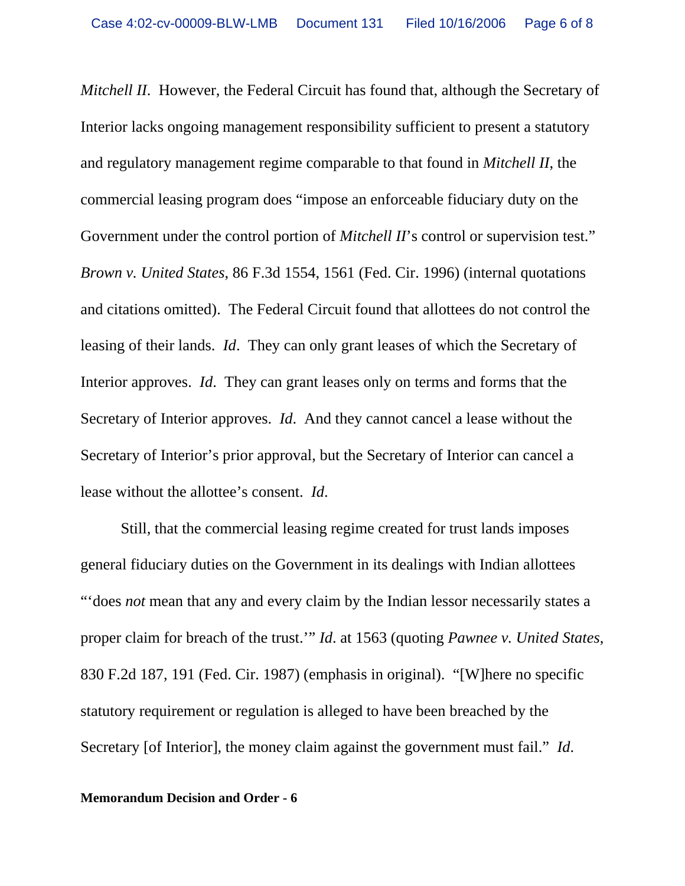*Mitchell II*. However, the Federal Circuit has found that, although the Secretary of Interior lacks ongoing management responsibility sufficient to present a statutory and regulatory management regime comparable to that found in *Mitchell II*, the commercial leasing program does "impose an enforceable fiduciary duty on the Government under the control portion of *Mitchell II*'s control or supervision test." *Brown v. United States*, 86 F.3d 1554, 1561 (Fed. Cir. 1996) (internal quotations and citations omitted). The Federal Circuit found that allottees do not control the leasing of their lands. *Id*. They can only grant leases of which the Secretary of Interior approves. *Id*. They can grant leases only on terms and forms that the Secretary of Interior approves. *Id*. And they cannot cancel a lease without the Secretary of Interior's prior approval, but the Secretary of Interior can cancel a lease without the allottee's consent. *Id*.

Still, that the commercial leasing regime created for trust lands imposes general fiduciary duties on the Government in its dealings with Indian allottees "'does *not* mean that any and every claim by the Indian lessor necessarily states a proper claim for breach of the trust.'" *Id*. at 1563 (quoting *Pawnee v. United States*, 830 F.2d 187, 191 (Fed. Cir. 1987) (emphasis in original). "[W]here no specific statutory requirement or regulation is alleged to have been breached by the Secretary [of Interior], the money claim against the government must fail." *Id*.

**Memorandum Decision and Order - 6**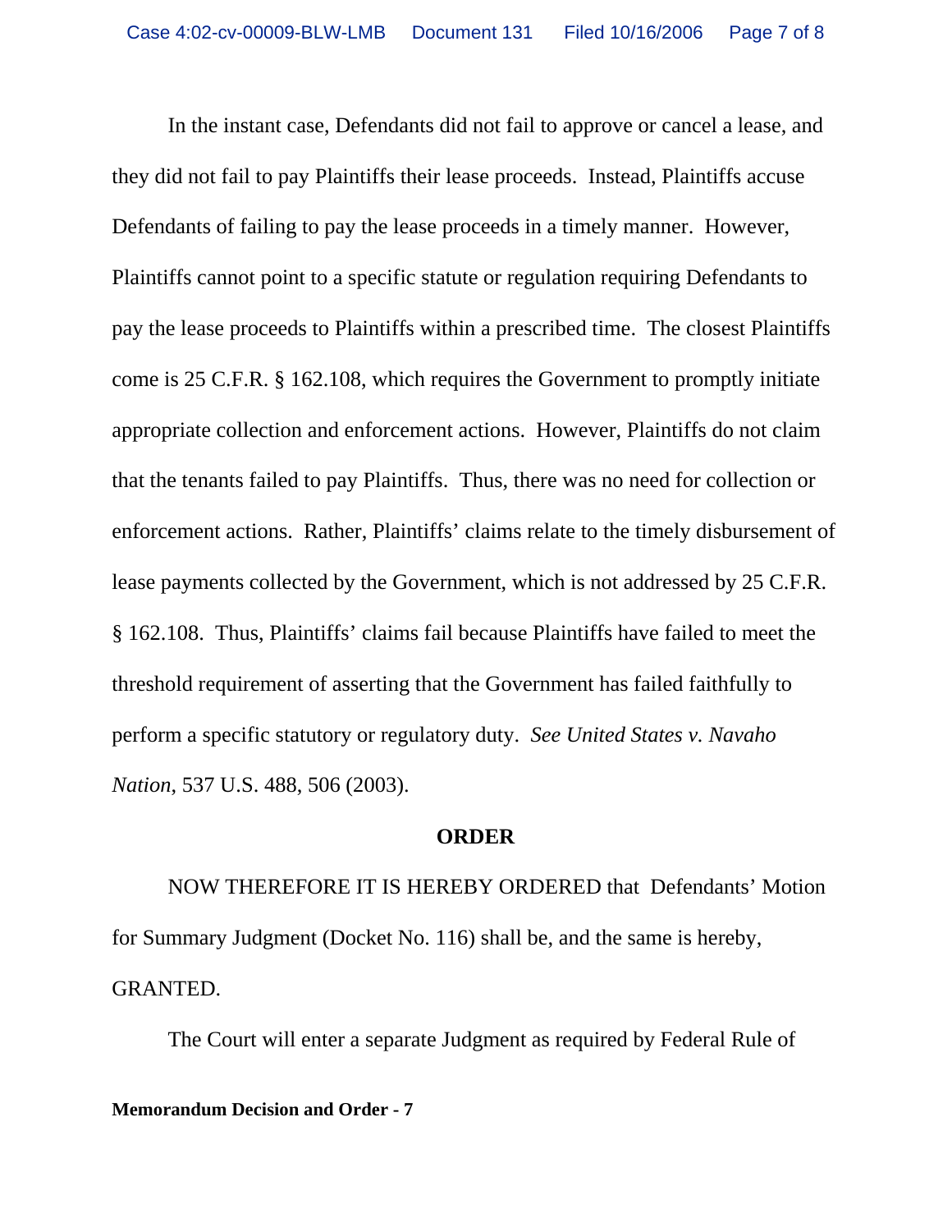In the instant case, Defendants did not fail to approve or cancel a lease, and they did not fail to pay Plaintiffs their lease proceeds. Instead, Plaintiffs accuse Defendants of failing to pay the lease proceeds in a timely manner. However, Plaintiffs cannot point to a specific statute or regulation requiring Defendants to pay the lease proceeds to Plaintiffs within a prescribed time. The closest Plaintiffs come is 25 C.F.R. § 162.108, which requires the Government to promptly initiate appropriate collection and enforcement actions. However, Plaintiffs do not claim that the tenants failed to pay Plaintiffs. Thus, there was no need for collection or enforcement actions. Rather, Plaintiffs' claims relate to the timely disbursement of lease payments collected by the Government, which is not addressed by 25 C.F.R. § 162.108. Thus, Plaintiffs' claims fail because Plaintiffs have failed to meet the threshold requirement of asserting that the Government has failed faithfully to perform a specific statutory or regulatory duty. *See United States v. Navaho Nation*, 537 U.S. 488, 506 (2003).

## ORDER

NOW THEREFORE IT IS HEREBY ORDERED that Defendants' Motion for Summary Judgment (Docket No. 116) shall be, and the same is hereby, GRANTED.

The Court will enter a separate Judgment as required by Federal Rule of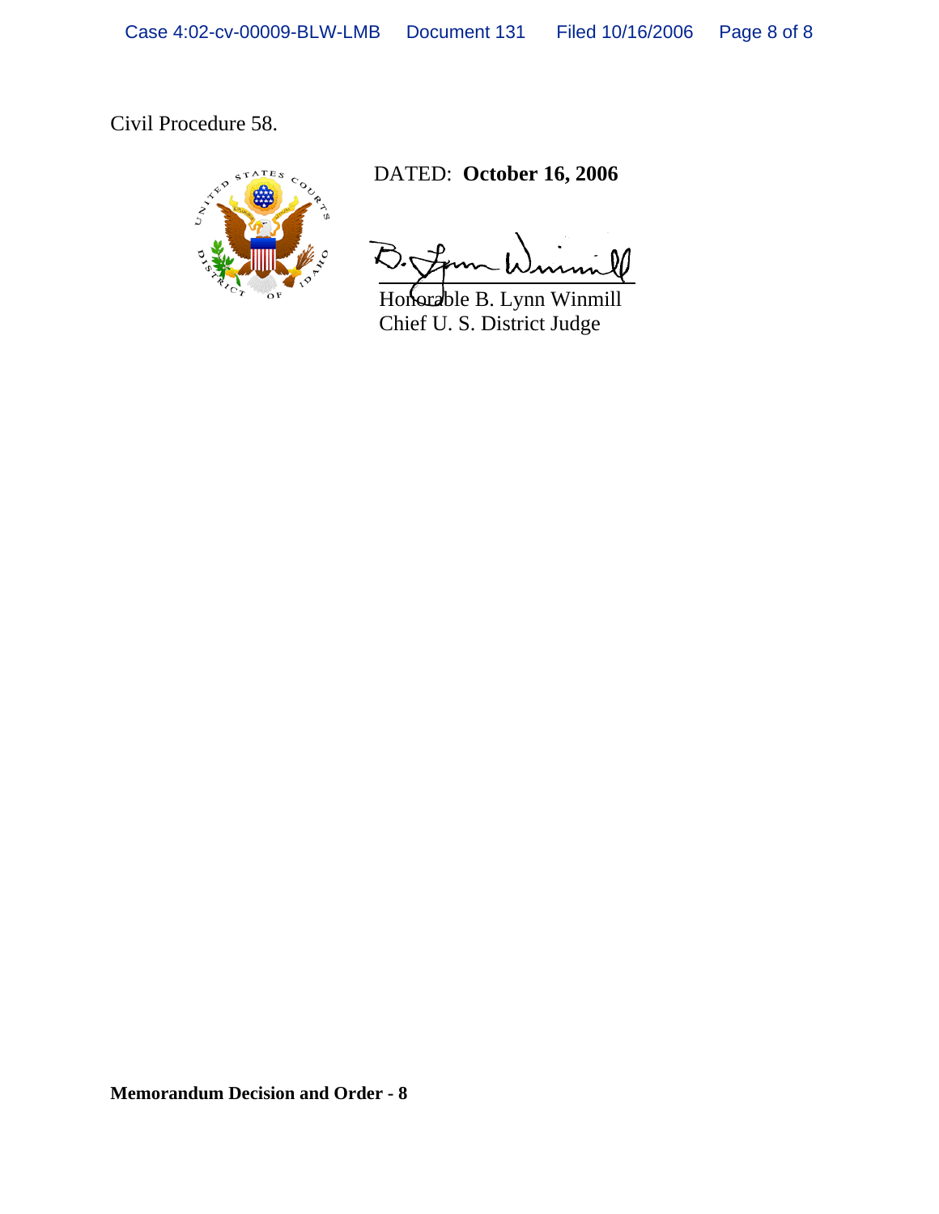Civil Procedure 58.

DATED: **October 16, 2006**

Honorable B. Lynn Winmill
Chief U. S. District Judge